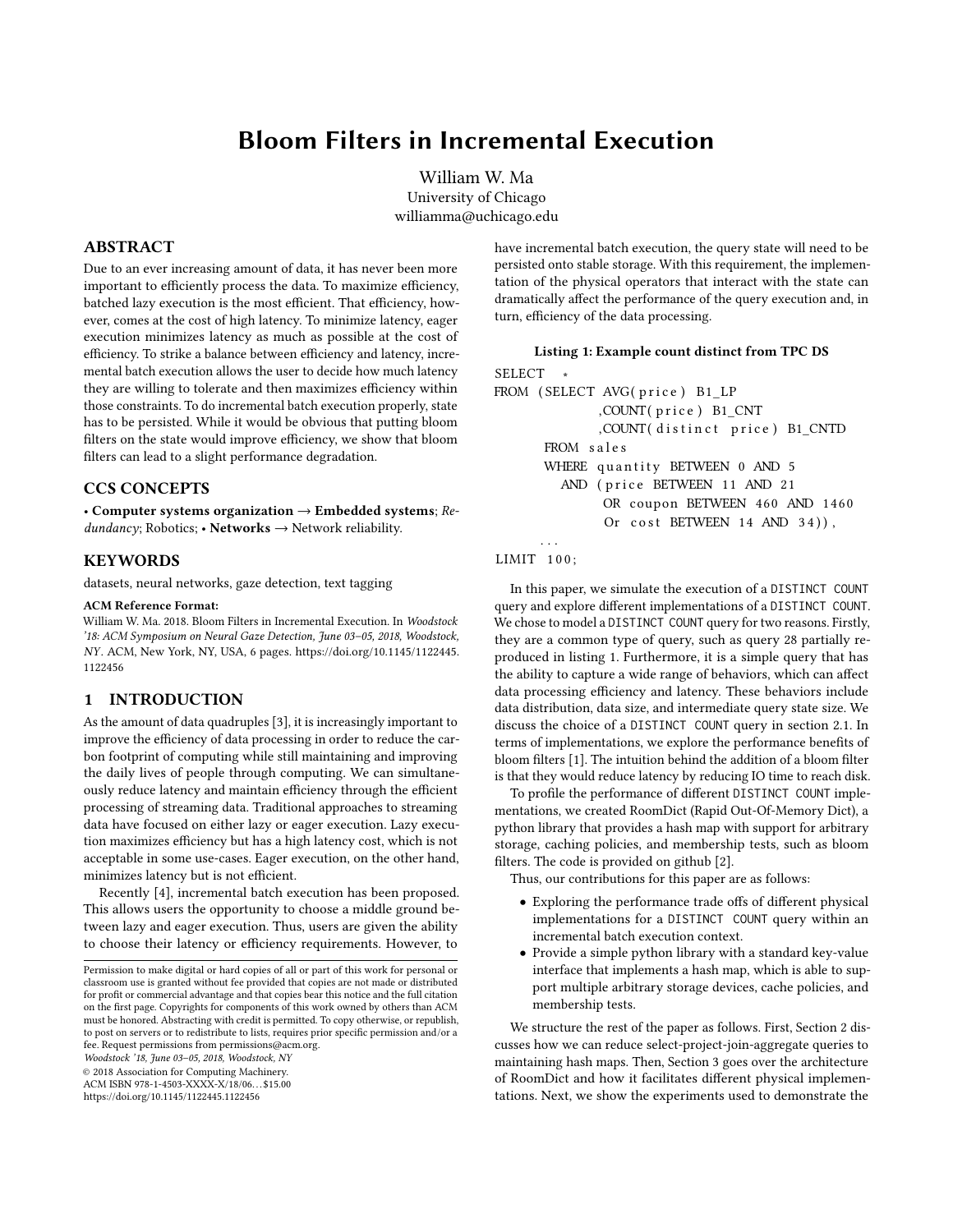# Bloom Filters in Incremental Execution

William W. Ma
University of Chicago
williamma@uchicago.edu

## ABSTRACT

Due to an ever increasing amount of data, it has never been more important to efficiently process the data. To maximize efficiency, batched lazy execution is the most efficient. That efficiency, however, comes at the cost of high latency. To minimize latency, eager execution minimizes latency as much as possible at the cost of efficiency. To strike a balance between efficiency and latency, incremental batch execution allows the user to decide how much latency they are willing to tolerate and then maximizes efficiency within those constraints. To do incremental batch execution properly, state has to be persisted. While it would be obvious that putting bloom filters on the state would improve efficiency, we show that bloom filters can lead to a slight performance degradation.

## CCS CONCEPTS

• **Computer systems organization** → **Embedded systems**; *Redundancy*; Robotics; • **Networks** → Network reliability.

## KEYWORDS

datasets, neural networks, gaze detection, text tagging

**ACM Reference Format:**
William W. Ma. 2018. Bloom Filters in Incremental Execution. In *Woodstock '18: ACM Symposium on Neural Gaze Detection, June 03–05, 2018, Woodstock, NY*. ACM, New York, NY, USA, 6 pages. https://doi.org/10.1145/1122445.1122456

## 1 INTRODUCTION

As the amount of data quadruples [3], it is increasingly important to improve the efficiency of data processing in order to reduce the carbon footprint of computing while still maintaining and improving the daily lives of people through computing. We can simultaneously reduce latency and maintain efficiency through the efficient processing of streaming data. Traditional approaches to streaming data have focused on either lazy or eager execution. Lazy execution maximizes efficiency but has a high latency cost, which is not acceptable in some use-cases. Eager execution, on the other hand, minimizes latency but is not efficient.

Recently [4], incremental batch execution has been proposed. This allows users the opportunity to choose a middle ground between lazy and eager execution. Thus, users are given the ability to choose their latency or efficiency requirements. However, to have incremental batch execution, the query state will need to be persisted onto stable storage. With this requirement, the implementation of the physical operators that interact with the state can dramatically affect the performance of the query execution and, in turn, efficiency of the data processing.

**Listing 1: Example count distinct from TPC DS**

```
SELECT  *
FROM  (SELECT AVG(price) B1_LP
              ,COUNT(price) B1_CNT
              ,COUNT(distinct price) B1_CNTD
       FROM sales
       WHERE quantity BETWEEN 0 AND 5
         AND (price BETWEEN 11 AND 21
              OR coupon BETWEEN 460 AND 1460
              Or cost BETWEEN 14 AND 34)),
      ...
LIMIT 100;
```

In this paper, we simulate the execution of a `DISTINCT COUNT` query and explore different implementations of a `DISTINCT COUNT`. We chose to model a `DISTINCT COUNT` query for two reasons. Firstly, they are a common type of query, such as query 28 partially reproduced in listing 1. Furthermore, it is a simple query that has the ability to capture a wide range of behaviors, which can affect data processing efficiency and latency. These behaviors include data distribution, data size, and intermediate query state size. We discuss the choice of a `DISTINCT COUNT` query in section 2.1. In terms of implementations, we explore the performance benefits of bloom filters [1]. The intuition behind the addition of a bloom filter is that they would reduce latency by reducing IO time to reach disk.

To profile the performance of different `DISTINCT COUNT` implementations, we created RoomDict (Rapid Out-Of-Memory Dict), a python library that provides a hash map with support for arbitrary storage, caching policies, and membership tests, such as bloom filters. The code is provided on github [2].

Thus, our contributions for this paper are as follows:

- Exploring the performance trade offs of different physical implementations for a `DISTINCT COUNT` query within an incremental batch execution context.
- Provide a simple python library with a standard key-value interface that implements a hash map, which is able to support multiple arbitrary storage devices, cache policies, and membership tests.

We structure the rest of the paper as follows. First, Section 2 discusses how we can reduce select-project-join-aggregate queries to maintaining hash maps. Then, Section 3 goes over the architecture of RoomDict and how it facilitates different physical implementations. Next, we show the experiments used to demonstrate the

Permission to make digital or hard copies of all or part of this work for personal or classroom use is granted without fee provided that copies are not made or distributed for profit or commercial advantage and that copies bear this notice and the full citation on the first page. Copyrights for components of this work owned by others than ACM must be honored. Abstracting with credit is permitted. To copy otherwise, or republish, to post on servers or to redistribute to lists, requires prior specific permission and/or a fee. Request permissions from permissions@acm.org.
*Woodstock '18, June 03–05, 2018, Woodstock, NY*
© 2018 Association for Computing Machinery.
ACM ISBN 978-1-4503-XXXX-X/18/06...$15.00
https://doi.org/10.1145/1122445.1122456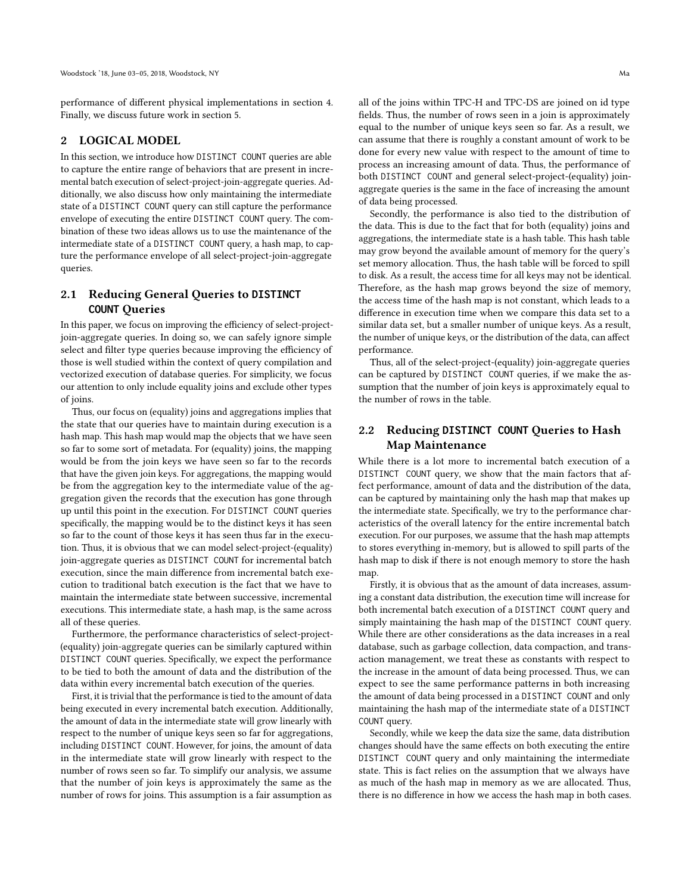performance of different physical implementations in section 4. Finally, we discuss future work in section 5.

## 2 LOGICAL MODEL

In this section, we introduce how DISTINCT COUNT queries are able to capture the entire range of behaviors that are present in incremental batch execution of select-project-join-aggregate queries. Additionally, we also discuss how only maintaining the intermediate state of a DISTINCT COUNT query can still capture the performance envelope of executing the entire DISTINCT COUNT query. The combination of these two ideas allows us to use the maintenance of the intermediate state of a DISTINCT COUNT query, a hash map, to capture the performance envelope of all select-project-join-aggregate queries.

### 2.1 Reducing General Queries to DISTINCT COUNT Queries

In this paper, we focus on improving the efficiency of select-project-join-aggregate queries. In doing so, we can safely ignore simple select and filter type queries because improving the efficiency of those is well studied within the context of query compilation and vectorized execution of database queries. For simplicity, we focus our attention to only include equality joins and exclude other types of joins.

Thus, our focus on (equality) joins and aggregations implies that the state that our queries have to maintain during execution is a hash map. This hash map would map the objects that we have seen so far to some sort of metadata. For (equality) joins, the mapping would be from the join keys we have seen so far to the records that have the given join keys. For aggregations, the mapping would be from the aggregation key to the intermediate value of the aggregation given the records that the execution has gone through up until this point in the execution. For DISTINCT COUNT queries specifically, the mapping would be to the distinct keys it has seen so far to the count of those keys it has seen thus far in the execution. Thus, it is obvious that we can model select-project-(equality) join-aggregate queries as DISTINCT COUNT for incremental batch execution, since the main difference from incremental batch execution to traditional batch execution is the fact that we have to maintain the intermediate state between successive, incremental executions. This intermediate state, a hash map, is the same across all of these queries.

Furthermore, the performance characteristics of select-project-(equality) join-aggregate queries can be similarly captured within DISTINCT COUNT queries. Specifically, we expect the performance to be tied to both the amount of data and the distribution of the data within every incremental batch execution of the queries.

First, it is trivial that the performance is tied to the amount of data being executed in every incremental batch execution. Additionally, the amount of data in the intermediate state will grow linearly with respect to the number of unique keys seen so far for aggregations, including DISTINCT COUNT. However, for joins, the amount of data in the intermediate state will grow linearly with respect to the number of rows seen so far. To simplify our analysis, we assume that the number of join keys is approximately the same as the number of rows for joins. This assumption is a fair assumption as all of the joins within TPC-H and TPC-DS are joined on id type fields. Thus, the number of rows seen in a join is approximately equal to the number of unique keys seen so far. As a result, we can assume that there is roughly a constant amount of work to be done for every new value with respect to the amount of time to process an increasing amount of data. Thus, the performance of both DISTINCT COUNT and general select-project-(equality) join-aggregate queries is the same in the face of increasing the amount of data being processed.

Secondly, the performance is also tied to the distribution of the data. This is due to the fact that for both (equality) joins and aggregations, the intermediate state is a hash table. This hash table may grow beyond the available amount of memory for the query's set memory allocation. Thus, the hash table will be forced to spill to disk. As a result, the access time for all keys may not be identical. Therefore, as the hash map grows beyond the size of memory, the access time of the hash map is not constant, which leads to a difference in execution time when we compare this data set to a similar data set, but a smaller number of unique keys. As a result, the number of unique keys, or the distribution of the data, can affect performance.

Thus, all of the select-project-(equality) join-aggregate queries can be captured by DISTINCT COUNT queries, if we make the assumption that the number of join keys is approximately equal to the number of rows in the table.

### 2.2 Reducing DISTINCT COUNT Queries to Hash Map Maintenance

While there is a lot more to incremental batch execution of a DISTINCT COUNT query, we show that the main factors that affect performance, amount of data and the distribution of the data, can be captured by maintaining only the hash map that makes up the intermediate state. Specifically, we try to the performance characteristics of the overall latency for the entire incremental batch execution. For our purposes, we assume that the hash map attempts to stores everything in-memory, but is allowed to spill parts of the hash map to disk if there is not enough memory to store the hash map.

Firstly, it is obvious that as the amount of data increases, assuming a constant data distribution, the execution time will increase for both incremental batch execution of a DISTINCT COUNT query and simply maintaining the hash map of the DISTINCT COUNT query. While there are other considerations as the data increases in a real database, such as garbage collection, data compaction, and transaction management, we treat these as constants with respect to the increase in the amount of data being processed. Thus, we can expect to see the same performance patterns in both increasing the amount of data being processed in a DISTINCT COUNT and only maintaining the hash map of the intermediate state of a DISTINCT COUNT query.

Secondly, while we keep the data size the same, data distribution changes should have the same effects on both executing the entire DISTINCT COUNT query and only maintaining the intermediate state. This is fact relies on the assumption that we always have as much of the hash map in memory as we are allocated. Thus, there is no difference in how we access the hash map in both cases.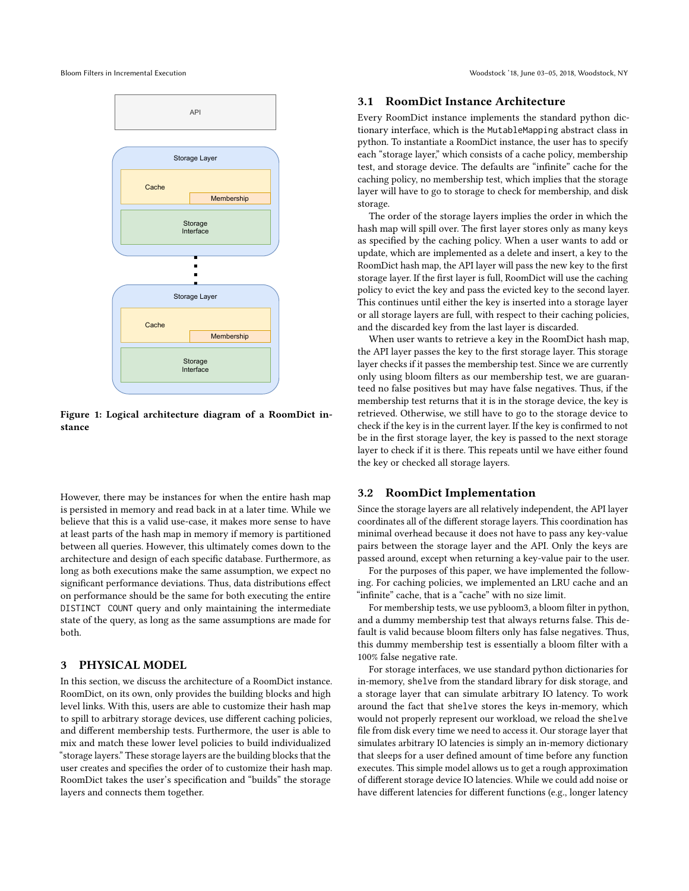Figure 1: Logical architecture diagram of a RoomDict instance

However, there may be instances for when the entire hash map is persisted in memory and read back in at a later time. While we believe that this is a valid use-case, it makes more sense to have at least parts of the hash map in memory if memory is partitioned between all queries. However, this ultimately comes down to the architecture and design of each specific database. Furthermore, as long as both executions make the same assumption, we expect no significant performance deviations. Thus, data distributions effect on performance should be the same for both executing the entire DISTINCT COUNT query and only maintaining the intermediate state of the query, as long as the same assumptions are made for both.

## 3 PHYSICAL MODEL

In this section, we discuss the architecture of a RoomDict instance. RoomDict, on its own, only provides the building blocks and high level links. With this, users are able to customize their hash map to spill to arbitrary storage devices, use different caching policies, and different membership tests. Furthermore, the user is able to mix and match these lower level policies to build individualized "storage layers." These storage layers are the building blocks that the user creates and specifies the order of to customize their hash map. RoomDict takes the user's specification and "builds" the storage layers and connects them together.

### 3.1 RoomDict Instance Architecture

Every RoomDict instance implements the standard python dictionary interface, which is the MutableMapping abstract class in python. To instantiate a RoomDict instance, the user has to specify each "storage layer," which consists of a cache policy, membership test, and storage device. The defaults are "infinite" cache for the caching policy, no membership test, which implies that the storage layer will have to go to storage to check for membership, and disk storage.

The order of the storage layers implies the order in which the hash map will spill over. The first layer stores only as many keys as specified by the caching policy. When a user wants to add or update, which are implemented as a delete and insert, a key to the RoomDict hash map, the API layer will pass the new key to the first storage layer. If the first layer is full, RoomDict will use the caching policy to evict the key and pass the evicted key to the second layer. This continues until either the key is inserted into a storage layer or all storage layers are full, with respect to their caching policies, and the discarded key from the last layer is discarded.

When user wants to retrieve a key in the RoomDict hash map, the API layer passes the key to the first storage layer. This storage layer checks if it passes the membership test. Since we are currently only using bloom filters as our membership test, we are guaranteed no false positives but may have false negatives. Thus, if the membership test returns that it is in the storage device, the key is retrieved. Otherwise, we still have to go to the storage device to check if the key is in the current layer. If the key is confirmed to not be in the first storage layer, the key is passed to the next storage layer to check if it is there. This repeats until we have either found the key or checked all storage layers.

### 3.2 RoomDict Implementation

Since the storage layers are all relatively independent, the API layer coordinates all of the different storage layers. This coordination has minimal overhead because it does not have to pass any key-value pairs between the storage layer and the API. Only the keys are passed around, except when returning a key-value pair to the user.

For the purposes of this paper, we have implemented the following. For caching policies, we implemented an LRU cache and an "infinite" cache, that is a "cache" with no size limit.

For membership tests, we use pybloom3, a bloom filter in python, and a dummy membership test that always returns false. This default is valid because bloom filters only has false negatives. Thus, this dummy membership test is essentially a bloom filter with a 100% false negative rate.

For storage interfaces, we use standard python dictionaries for in-memory, shelve from the standard library for disk storage, and a storage layer that can simulate arbitrary IO latency. To work around the fact that shelve stores the keys in-memory, which would not properly represent our workload, we reload the shelve file from disk every time we need to access it. Our storage layer that simulates arbitrary IO latencies is simply an in-memory dictionary that sleeps for a user defined amount of time before any function executes. This simple model allows us to get a rough approximation of different storage device IO latencies. While we could add noise or have different latencies for different functions (e.g., longer latency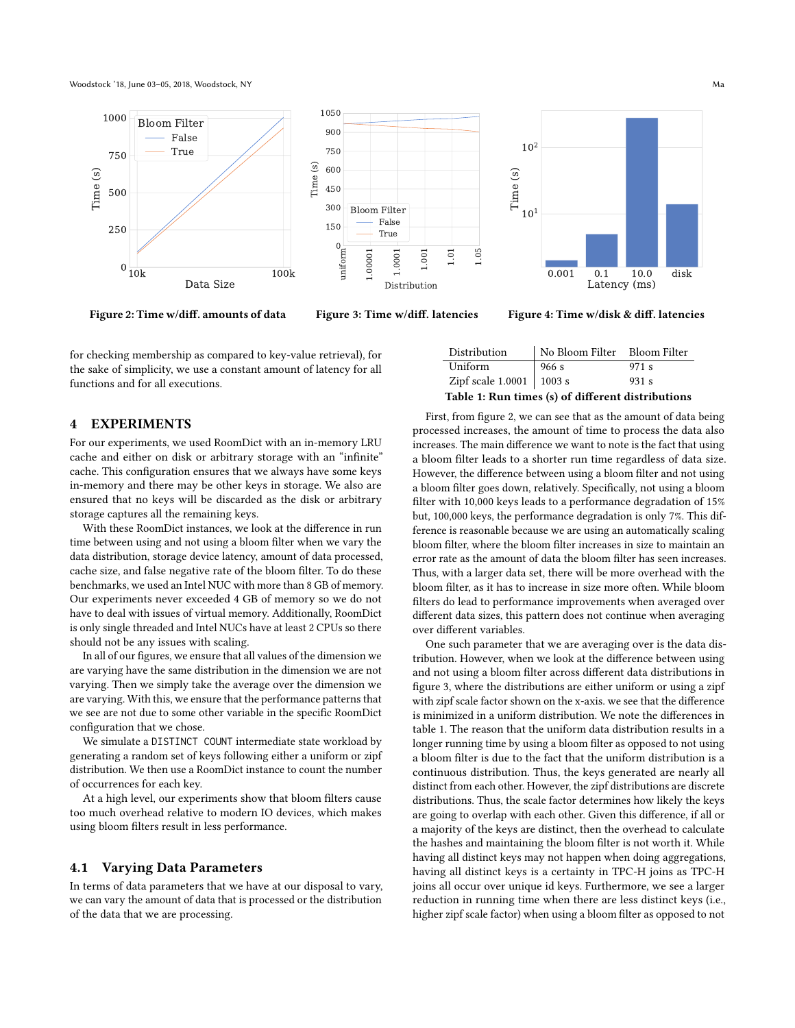Figure 2: Time w/diff. amounts of data

Figure 3: Time w/diff. latencies

Figure 4: Time w/disk & diff. latencies

for checking membership as compared to key-value retrieval), for the sake of simplicity, we use a constant amount of latency for all functions and for all executions.

## 4 EXPERIMENTS

For our experiments, we used RoomDict with an in-memory LRU cache and either on disk or arbitrary storage with an "infinite" cache. This configuration ensures that we always have some keys in-memory and there may be other keys in storage. We also are ensured that no keys will be discarded as the disk or arbitrary storage captures all the remaining keys.

With these RoomDict instances, we look at the difference in run time between using and not using a bloom filter when we vary the data distribution, storage device latency, amount of data processed, cache size, and false negative rate of the bloom filter. To do these benchmarks, we used an Intel NUC with more than 8 GB of memory. Our experiments never exceeded 4 GB of memory so we do not have to deal with issues of virtual memory. Additionally, RoomDict is only single threaded and Intel NUCs have at least 2 CPUs so there should not be any issues with scaling.

In all of our figures, we ensure that all values of the dimension we are varying have the same distribution in the dimension we are not varying. Then we simply take the average over the dimension we are varying. With this, we ensure that the performance patterns that we see are not due to some other variable in the specific RoomDict configuration that we chose.

We simulate a `DISTINCT COUNT` intermediate state workload by generating a random set of keys following either a uniform or zipf distribution. We then use a RoomDict instance to count the number of occurrences for each key.

At a high level, our experiments show that bloom filters cause too much overhead relative to modern IO devices, which makes using bloom filters result in less performance.

### 4.1 Varying Data Parameters

In terms of data parameters that we have at our disposal to vary, we can vary the amount of data that is processed or the distribution of the data that we are processing.

| Distribution | No Bloom Filter | Bloom Filter |
|---|---|---|
| Uniform | 966 s | 971 s |
| Zipf scale 1.0001 | 1003 s | 931 s |

**Table 1: Run times (s) of different distributions**

First, from figure 2, we can see that as the amount of data being processed increases, the amount of time to process the data also increases. The main difference we want to note is the fact that using a bloom filter leads to a shorter run time regardless of data size. However, the difference between using a bloom filter and not using a bloom filter goes down, relatively. Specifically, not using a bloom filter with 10,000 keys leads to a performance degradation of 15% but, 100,000 keys, the performance degradation is only 7%. This difference is reasonable because we are using an automatically scaling bloom filter, where the bloom filter increases in size to maintain an error rate as the amount of data the bloom filter has seen increases. Thus, with a larger data set, there will be more overhead with the bloom filter, as it has to increase in size more often. While bloom filters do lead to performance improvements when averaged over different data sizes, this pattern does not continue when averaging over different variables.

One such parameter that we are averaging over is the data distribution. However, when we look at the difference between using and not using a bloom filter across different data distributions in figure 3, where the distributions are either uniform or using a zipf with zipf scale factor shown on the x-axis. we see that the difference is minimized in a uniform distribution. We note the differences in table 1. The reason that the uniform data distribution results in a longer running time by using a bloom filter as opposed to not using a bloom filter is due to the fact that the uniform distribution is a continuous distribution. Thus, the keys generated are nearly all distinct from each other. However, the zipf distributions are discrete distributions. Thus, the scale factor determines how likely the keys are going to overlap with each other. Given this difference, if all or a majority of the keys are distinct, then the overhead to calculate the hashes and maintaining the bloom filter is not worth it. While having all distinct keys may not happen when doing aggregations, having all distinct keys is a certainty in TPC-H joins as TPC-H joins all occur over unique id keys. Furthermore, we see a larger reduction in running time when there are less distinct keys (i.e., higher zipf scale factor) when using a bloom filter as opposed to not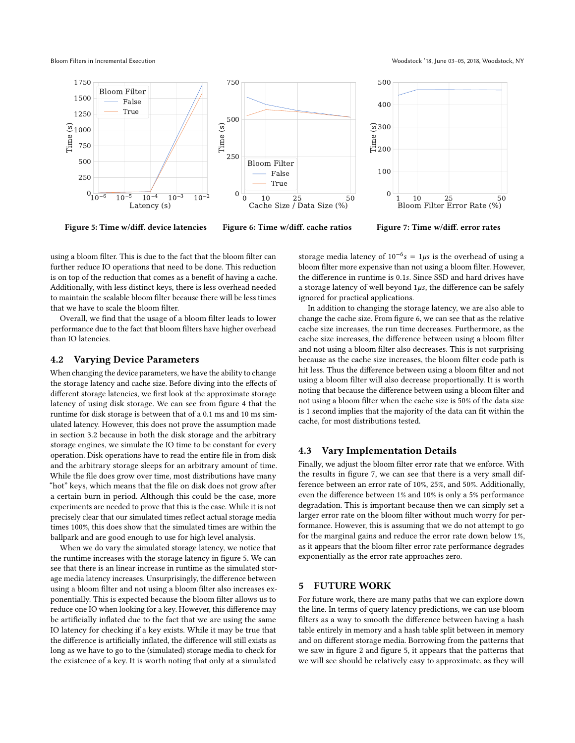Figure 5: Time w/diff. device latencies

Figure 6: Time w/diff. cache ratios

Figure 7: Time w/diff. error rates

using a bloom filter. This is due to the fact that the bloom filter can further reduce IO operations that need to be done. This reduction is on top of the reduction that comes as a benefit of having a cache. Additionally, with less distinct keys, there is less overhead needed to maintain the scalable bloom filter because there will be less times that we have to scale the bloom filter.

Overall, we find that the usage of a bloom filter leads to lower performance due to the fact that bloom filters have higher overhead than IO latencies.

## 4.2 Varying Device Parameters

When changing the device parameters, we have the ability to change the storage latency and cache size. Before diving into the effects of different storage latencies, we first look at the approximate storage latency of using disk storage. We can see from figure 4 that the runtime for disk storage is between that of a 0.1 ms and 10 ms simulated latency. However, this does not prove the assumption made in section 3.2 because in both the disk storage and the arbitrary storage engines, we simulate the IO time to be constant for every operation. Disk operations have to read the entire file in from disk and the arbitrary storage sleeps for an arbitrary amount of time. While the file does grow over time, most distributions have many "hot" keys, which means that the file on disk does not grow after a certain burn in period. Although this could be the case, more experiments are needed to prove that this is the case. While it is not precisely clear that our simulated times reflect actual storage media times 100%, this does show that the simulated times are within the ballpark and are good enough to use for high level analysis.

When we do vary the simulated storage latency, we notice that the runtime increases with the storage latency in figure 5. We can see that there is an linear increase in runtime as the simulated storage media latency increases. Unsurprisingly, the difference between using a bloom filter and not using a bloom filter also increases exponentially. This is expected because the bloom filter allows us to reduce one IO when looking for a key. However, this difference may be artificially inflated due to the fact that we are using the same IO latency for checking if a key exists. While it may be true that the difference is artificially inflated, the difference will still exists as long as we have to go to the (simulated) storage media to check for the existence of a key. It is worth noting that only at a simulated storage media latency of $10^{-6}s = 1\mu s$ is the overhead of using a bloom filter more expensive than not using a bloom filter. However, the difference in runtime is $0.1s$. Since SSD and hard drives have a storage latency of well beyond $1\mu s$, the difference can be safely ignored for practical applications.

In addition to changing the storage latency, we are also able to change the cache size. From figure 6, we can see that as the relative cache size increases, the run time decreases. Furthermore, as the cache size increases, the difference between using a bloom filter and not using a bloom filter also decreases. This is not surprising because as the cache size increases, the bloom filter code path is hit less. Thus the difference between using a bloom filter and not using a bloom filter will also decrease proportionally. It is worth noting that because the difference between using a bloom filter and not using a bloom filter when the cache size is 50% of the data size is 1 second implies that the majority of the data can fit within the cache, for most distributions tested.

## 4.3 Vary Implementation Details

Finally, we adjust the bloom filter error rate that we enforce. With the results in figure 7, we can see that there is a very small difference between an error rate of 10%, 25%, and 50%. Additionally, even the difference between 1% and 10% is only a 5% performance degradation. This is important because then we can simply set a larger error rate on the bloom filter without much worry for performance. However, this is assuming that we do not attempt to go for the marginal gains and reduce the error rate down below 1%, as it appears that the bloom filter error rate performance degrades exponentially as the error rate approaches zero.

# 5 FUTURE WORK

For future work, there are many paths that we can explore down the line. In terms of query latency predictions, we can use bloom filters as a way to smooth the difference between having a hash table entirely in memory and a hash table split between in memory and on different storage media. Borrowing from the patterns that we saw in figure 2 and figure 5, it appears that the patterns that we will see should be relatively easy to approximate, as they will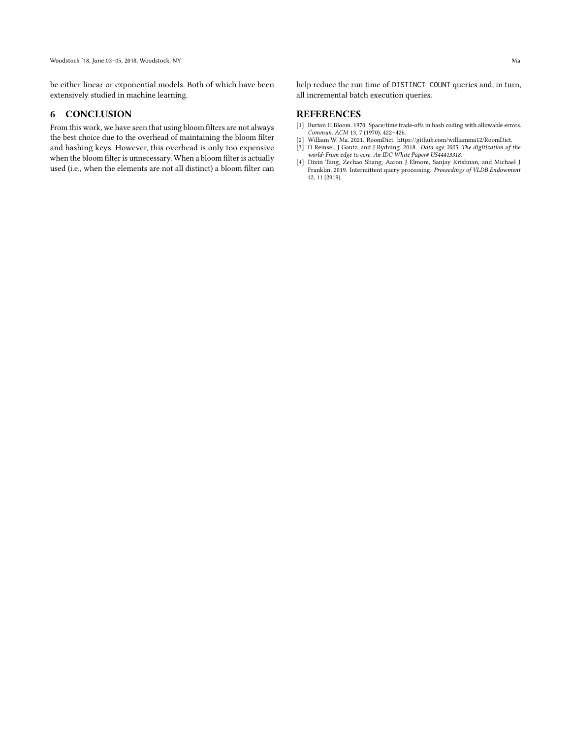be either linear or exponential models. Both of which have been extensively studied in machine learning.

## 6 CONCLUSION

From this work, we have seen that using bloom filters are not always the best choice due to the overhead of maintaining the bloom filter and hashing keys. However, this overhead is only too expensive when the bloom filter is unnecessary. When a bloom filter is actually used (i.e., when the elements are not all distinct) a bloom filter can help reduce the run time of `DISTINCT COUNT` queries and, in turn, all incremental batch execution queries.

## REFERENCES

[1] Burton H Bloom. 1970. Space/time trade-offs in hash coding with allowable errors. *Commun. ACM* 13, 7 (1970), 422–426.

[2] William W. Ma. 2021. RoomDict. https://github.com/williamma12/RoomDict.

[3] D Reinsel, J Gantz, and J Rydning. 2018. *Data age 2025. The digitization of the world: From edge to core. An IDC White Paper# US44413318.*

[4] Dixin Tang, Zechao Shang, Aaron J Elmore, Sanjay Krishnan, and Michael J Franklin. 2019. Intermittent query processing. *Proceedings of VLDB Endowment* 12, 11 (2019).